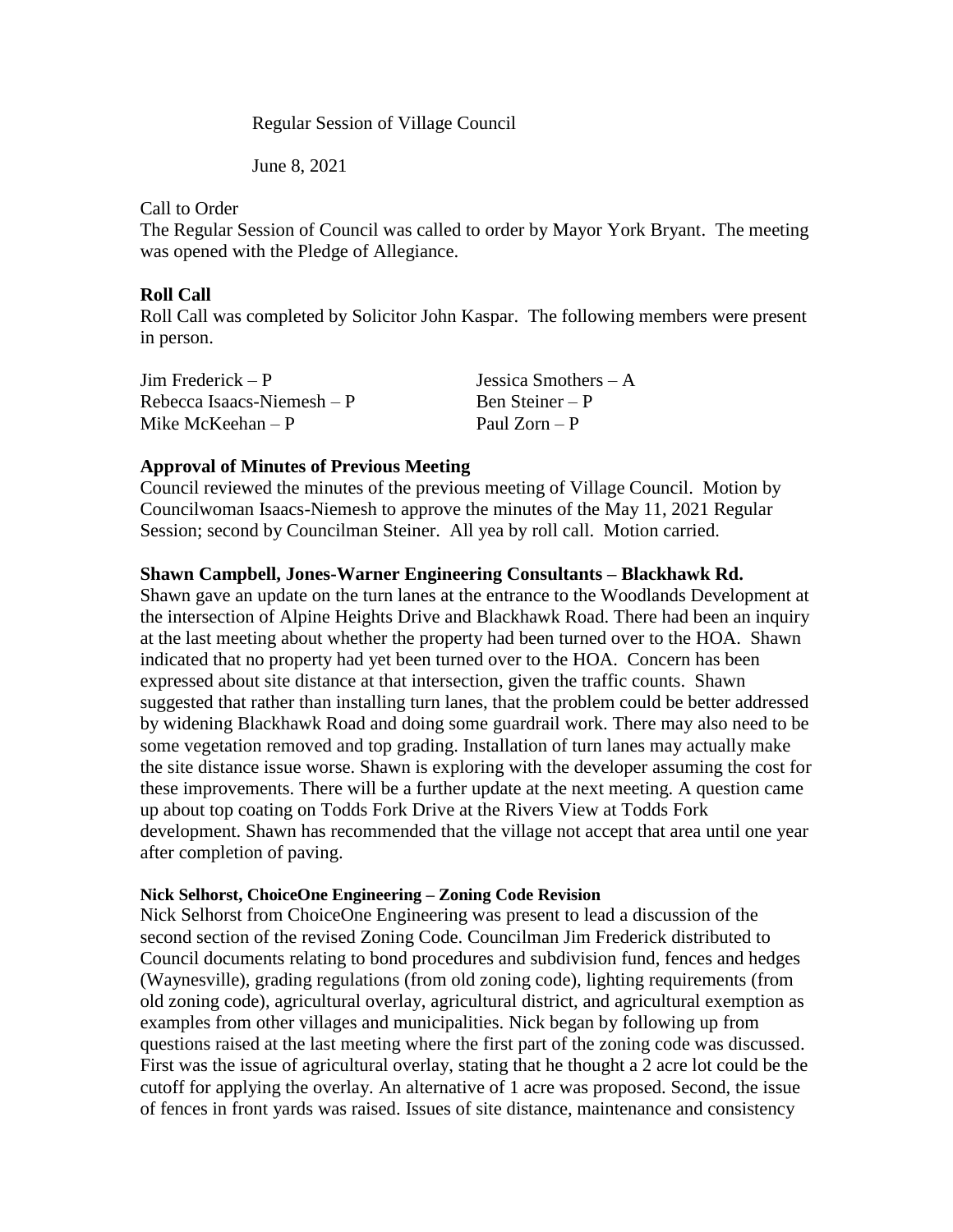Regular Session of Village Council

June 8, 2021

Call to Order

The Regular Session of Council was called to order by Mayor York Bryant. The meeting was opened with the Pledge of Allegiance.

**Roll Call**

Roll Call was completed by Solicitor John Kaspar. The following members were present in person.

| | |
|---|---|
| Jim Frederick – P | Jessica Smothers – A |
| Rebecca Isaacs-Niemesh – P | Ben Steiner – P |
| Mike McKeehan – P | Paul Zorn – P |

**Approval of Minutes of Previous Meeting**

Council reviewed the minutes of the previous meeting of Village Council. Motion by Councilwoman Isaacs-Niemesh to approve the minutes of the May 11, 2021 Regular Session; second by Councilman Steiner. All yea by roll call. Motion carried.

**Shawn Campbell, Jones-Warner Engineering Consultants – Blackhawk Rd.**

Shawn gave an update on the turn lanes at the entrance to the Woodlands Development at the intersection of Alpine Heights Drive and Blackhawk Road. There had been an inquiry at the last meeting about whether the property had been turned over to the HOA. Shawn indicated that no property had yet been turned over to the HOA. Concern has been expressed about site distance at that intersection, given the traffic counts. Shawn suggested that rather than installing turn lanes, that the problem could be better addressed by widening Blackhawk Road and doing some guardrail work. There may also need to be some vegetation removed and top grading. Installation of turn lanes may actually make the site distance issue worse. Shawn is exploring with the developer assuming the cost for these improvements. There will be a further update at the next meeting. A question came up about top coating on Todds Fork Drive at the Rivers View at Todds Fork development. Shawn has recommended that the village not accept that area until one year after completion of paving.

**Nick Selhorst, ChoiceOne Engineering – Zoning Code Revision**

Nick Selhorst from ChoiceOne Engineering was present to lead a discussion of the second section of the revised Zoning Code. Councilman Jim Frederick distributed to Council documents relating to bond procedures and subdivision fund, fences and hedges (Waynesville), grading regulations (from old zoning code), lighting requirements (from old zoning code), agricultural overlay, agricultural district, and agricultural exemption as examples from other villages and municipalities. Nick began by following up from questions raised at the last meeting where the first part of the zoning code was discussed. First was the issue of agricultural overlay, stating that he thought a 2 acre lot could be the cutoff for applying the overlay. An alternative of 1 acre was proposed. Second, the issue of fences in front yards was raised. Issues of site distance, maintenance and consistency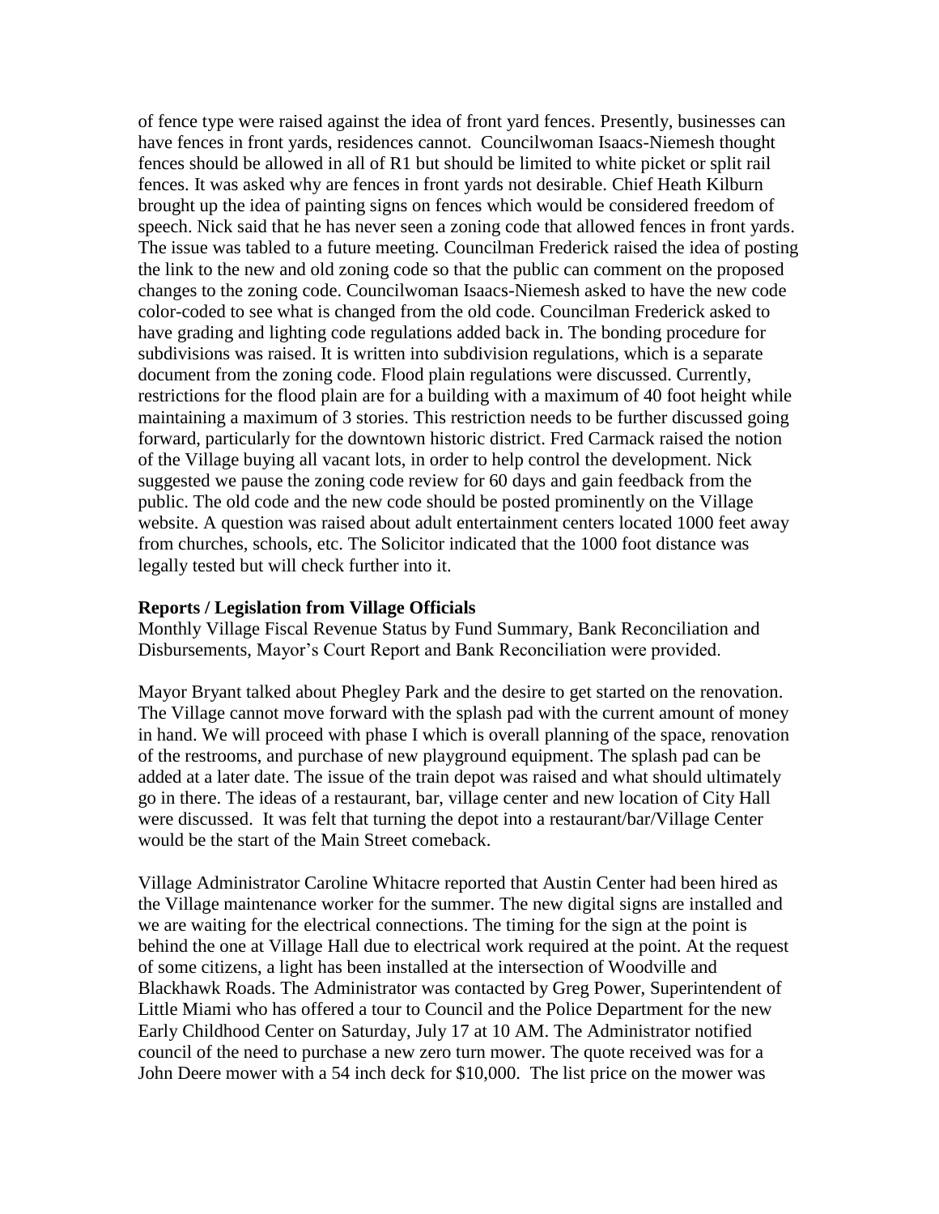of fence type were raised against the idea of front yard fences. Presently, businesses can have fences in front yards, residences cannot. Councilwoman Isaacs-Niemesh thought fences should be allowed in all of R1 but should be limited to white picket or split rail fences. It was asked why are fences in front yards not desirable. Chief Heath Kilburn brought up the idea of painting signs on fences which would be considered freedom of speech. Nick said that he has never seen a zoning code that allowed fences in front yards. The issue was tabled to a future meeting. Councilman Frederick raised the idea of posting the link to the new and old zoning code so that the public can comment on the proposed changes to the zoning code. Councilwoman Isaacs-Niemesh asked to have the new code color-coded to see what is changed from the old code. Councilman Frederick asked to have grading and lighting code regulations added back in. The bonding procedure for subdivisions was raised. It is written into subdivision regulations, which is a separate document from the zoning code. Flood plain regulations were discussed. Currently, restrictions for the flood plain are for a building with a maximum of 40 foot height while maintaining a maximum of 3 stories. This restriction needs to be further discussed going forward, particularly for the downtown historic district. Fred Carmack raised the notion of the Village buying all vacant lots, in order to help control the development. Nick suggested we pause the zoning code review for 60 days and gain feedback from the public. The old code and the new code should be posted prominently on the Village website. A question was raised about adult entertainment centers located 1000 feet away from churches, schools, etc. The Solicitor indicated that the 1000 foot distance was legally tested but will check further into it.

**Reports / Legislation from Village Officials**

Monthly Village Fiscal Revenue Status by Fund Summary, Bank Reconciliation and Disbursements, Mayor's Court Report and Bank Reconciliation were provided.

Mayor Bryant talked about Phegley Park and the desire to get started on the renovation. The Village cannot move forward with the splash pad with the current amount of money in hand. We will proceed with phase I which is overall planning of the space, renovation of the restrooms, and purchase of new playground equipment. The splash pad can be added at a later date. The issue of the train depot was raised and what should ultimately go in there. The ideas of a restaurant, bar, village center and new location of City Hall were discussed. It was felt that turning the depot into a restaurant/bar/Village Center would be the start of the Main Street comeback.

Village Administrator Caroline Whitacre reported that Austin Center had been hired as the Village maintenance worker for the summer. The new digital signs are installed and we are waiting for the electrical connections. The timing for the sign at the point is behind the one at Village Hall due to electrical work required at the point. At the request of some citizens, a light has been installed at the intersection of Woodville and Blackhawk Roads. The Administrator was contacted by Greg Power, Superintendent of Little Miami who has offered a tour to Council and the Police Department for the new Early Childhood Center on Saturday, July 17 at 10 AM. The Administrator notified council of the need to purchase a new zero turn mower. The quote received was for a John Deere mower with a 54 inch deck for $10,000. The list price on the mower was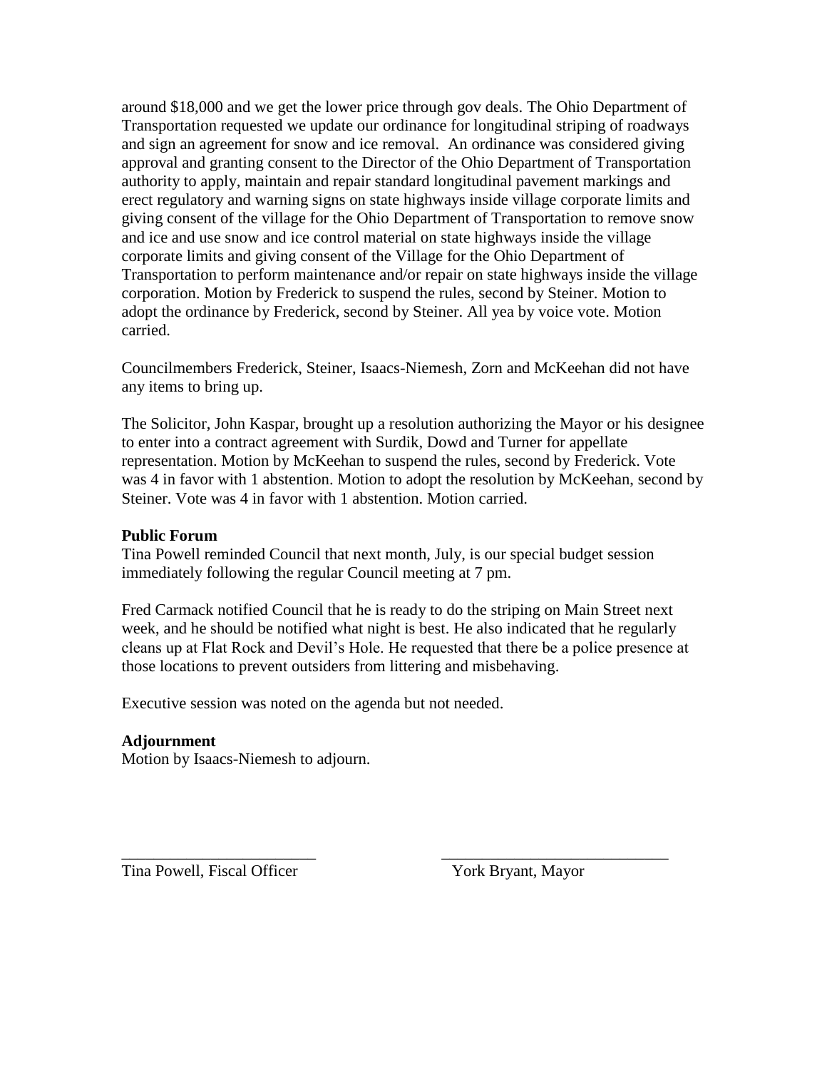around $18,000 and we get the lower price through gov deals. The Ohio Department of Transportation requested we update our ordinance for longitudinal striping of roadways and sign an agreement for snow and ice removal. An ordinance was considered giving approval and granting consent to the Director of the Ohio Department of Transportation authority to apply, maintain and repair standard longitudinal pavement markings and erect regulatory and warning signs on state highways inside village corporate limits and giving consent of the village for the Ohio Department of Transportation to remove snow and ice and use snow and ice control material on state highways inside the village corporate limits and giving consent of the Village for the Ohio Department of Transportation to perform maintenance and/or repair on state highways inside the village corporation. Motion by Frederick to suspend the rules, second by Steiner. Motion to adopt the ordinance by Frederick, second by Steiner. All yea by voice vote. Motion carried.

Councilmembers Frederick, Steiner, Isaacs-Niemesh, Zorn and McKeehan did not have any items to bring up.

The Solicitor, John Kaspar, brought up a resolution authorizing the Mayor or his designee to enter into a contract agreement with Surdik, Dowd and Turner for appellate representation. Motion by McKeehan to suspend the rules, second by Frederick. Vote was 4 in favor with 1 abstention. Motion to adopt the resolution by McKeehan, second by Steiner. Vote was 4 in favor with 1 abstention. Motion carried.

**Public Forum**

Tina Powell reminded Council that next month, July, is our special budget session immediately following the regular Council meeting at 7 pm.

Fred Carmack notified Council that he is ready to do the striping on Main Street next week, and he should be notified what night is best. He also indicated that he regularly cleans up at Flat Rock and Devil's Hole. He requested that there be a police presence at those locations to prevent outsiders from littering and misbehaving.

Executive session was noted on the agenda but not needed.

**Adjournment**

Motion by Isaacs-Niemesh to adjourn.

\_\_\_\_\_\_\_\_\_\_\_\_\_\_\_\_\_\_\_\_\_\_\_\_\_
Tina Powell, Fiscal Officer

\_\_\_\_\_\_\_\_\_\_\_\_\_\_\_\_\_\_\_\_\_\_\_\_\_
York Bryant, Mayor